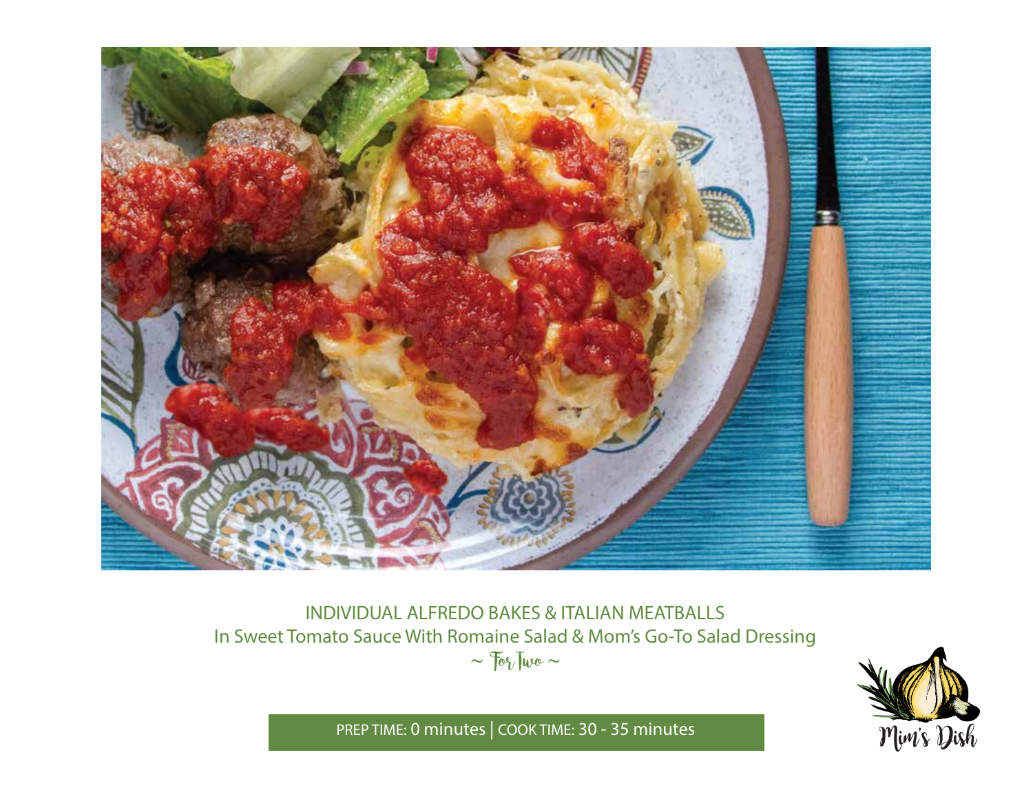# INDIVIDUAL ALFREDO BAKES & ITALIAN MEATBALLS

## In Sweet Tomato Sauce With Romaine Salad & Mom's Go-To Salad Dressing

~ For Two ~

PREP TIME: 0 minutes | COOK TIME: 30 - 35 minutes

Mim's Dish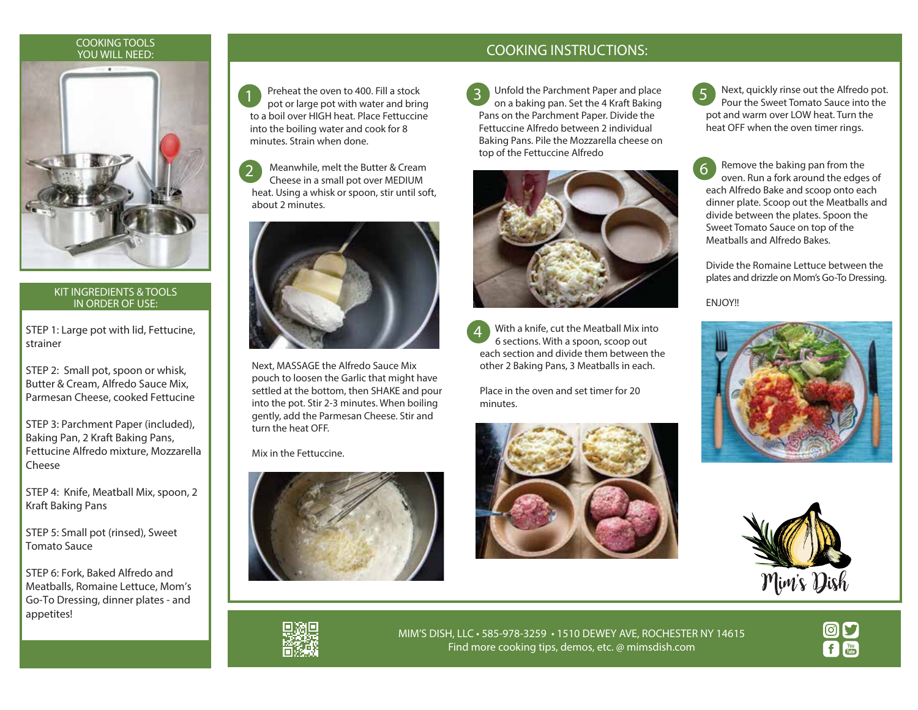## COOKING TOOLS YOU WILL NEED:

## KIT INGREDIENTS & TOOLS IN ORDER OF USE:

STEP 1: Large pot with lid, Fettucine, strainer

STEP 2: Small pot, spoon or whisk, Butter & Cream, Alfredo Sauce Mix, Parmesan Cheese, cooked Fettucine

STEP 3: Parchment Paper (included), Baking Pan, 2 Kraft Baking Pans, Fettucine Alfredo mixture, Mozzarella Cheese

STEP 4: Knife, Meatball Mix, spoon, 2 Kraft Baking Pans

STEP 5: Small pot (rinsed), Sweet Tomato Sauce

STEP 6: Fork, Baked Alfredo and Meatballs, Romaine Lettuce, Mom's Go-To Dressing, dinner plates - and appetites!

## COOKING INSTRUCTIONS:

1. Preheat the oven to 400. Fill a stock pot or large pot with water and bring to a boil over HIGH heat. Place Fettuccine into the boiling water and cook for 8 minutes. Strain when done.

2. Meanwhile, melt the Butter & Cream Cheese in a small pot over MEDIUM heat. Using a whisk or spoon, stir until soft, about 2 minutes.

   Next, MASSAGE the Alfredo Sauce Mix pouch to loosen the Garlic that might have settled at the bottom, then SHAKE and pour into the pot. Stir 2-3 minutes. When boiling gently, add the Parmesan Cheese. Stir and turn the heat OFF.

   Mix in the Fettuccine.

3. Unfold the Parchment Paper and place on a baking pan. Set the 4 Kraft Baking Pans on the Parchment Paper. Divide the Fettuccine Alfredo between 2 individual Baking Pans. Pile the Mozzarella cheese on top of the Fettuccine Alfredo

4. With a knife, cut the Meatball Mix into 6 sections. With a spoon, scoop out each section and divide them between the other 2 Baking Pans, 3 Meatballs in each.

   Place in the oven and set timer for 20 minutes.

5. Next, quickly rinse out the Alfredo pot. Pour the Sweet Tomato Sauce into the pot and warm over LOW heat. Turn the heat OFF when the oven timer rings.

6. Remove the baking pan from the oven. Run a fork around the edges of each Alfredo Bake and scoop onto each dinner plate. Scoop out the Meatballs and divide between the plates. Spoon the Sweet Tomato Sauce on top of the Meatballs and Alfredo Bakes.

   Divide the Romaine Lettuce between the plates and drizzle on Mom's Go-To Dressing.

   ENJOY!!

Mim's Dish

MIM'S DISH, LLC • 585-978-3259 • 1510 DEWEY AVE, ROCHESTER NY 14615
Find more cooking tips, demos, etc. @ mimsdish.com